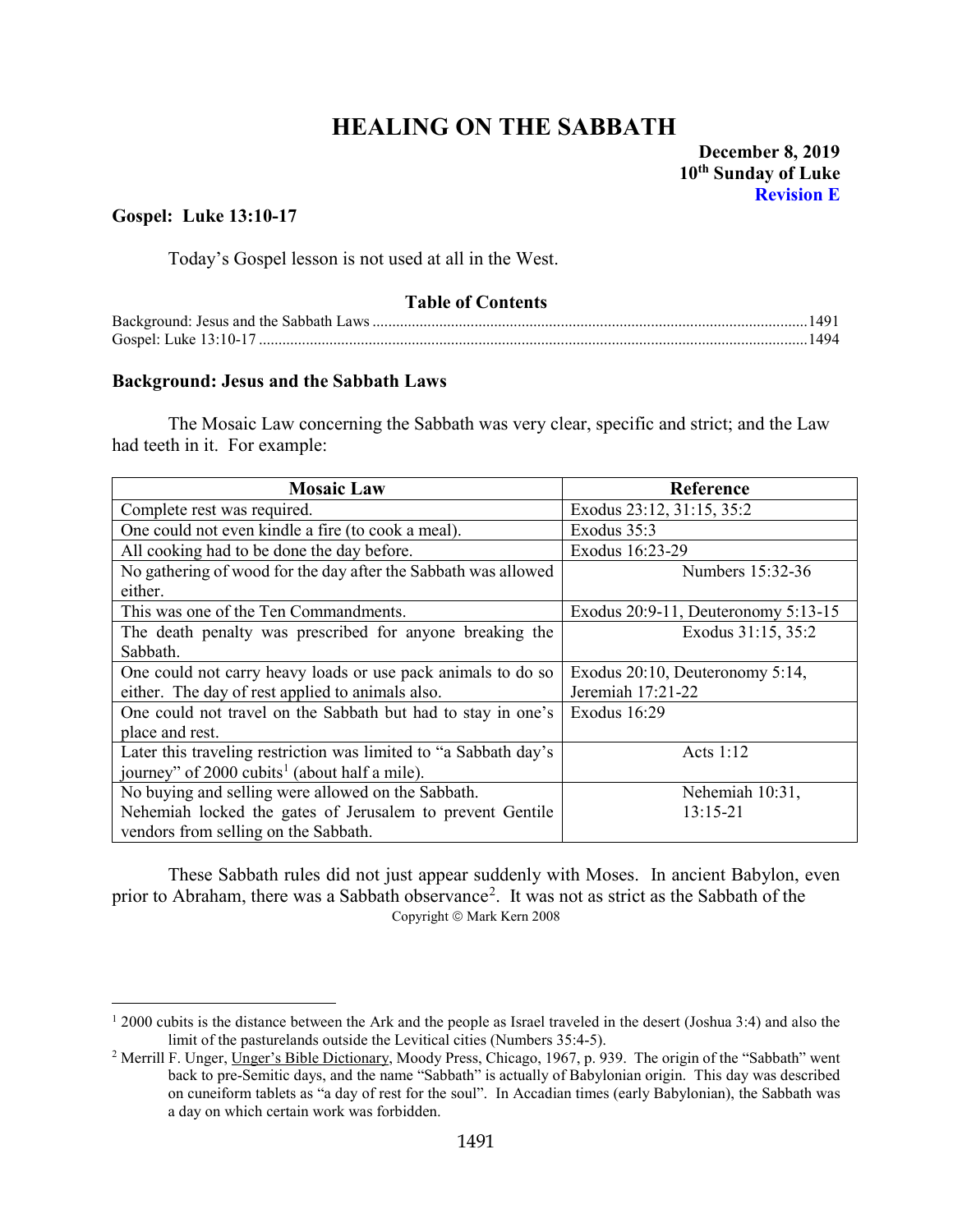# HEALING ON THE SABBATH

**December 8, 2019**
**10th Sunday of Luke**
**Revision E**

### Gospel: Luke 13:10-17

Today's Gospel lesson is not used at all in the West.

**Table of Contents**

Background: Jesus and the Sabbath Laws ....... 1491
Gospel: Luke 13:10-17 ....... 1494

### Background: Jesus and the Sabbath Laws

The Mosaic Law concerning the Sabbath was very clear, specific and strict; and the Law had teeth in it. For example:

| Mosaic Law | Reference |
|---|---|
| Complete rest was required. | Exodus 23:12, 31:15, 35:2 |
| One could not even kindle a fire (to cook a meal). | Exodus 35:3 |
| All cooking had to be done the day before. | Exodus 16:23-29 |
| No gathering of wood for the day after the Sabbath was allowed either. | Numbers 15:32-36 |
| This was one of the Ten Commandments. | Exodus 20:9-11, Deuteronomy 5:13-15 |
| The death penalty was prescribed for anyone breaking the Sabbath. | Exodus 31:15, 35:2 |
| One could not carry heavy loads or use pack animals to do so either. The day of rest applied to animals also. | Exodus 20:10, Deuteronomy 5:14, Jeremiah 17:21-22 |
| One could not travel on the Sabbath but had to stay in one's place and rest. | Exodus 16:29 |
| Later this traveling restriction was limited to "a Sabbath day's journey" of 2000 cubits[1] (about half a mile). | Acts 1:12 |
| No buying and selling were allowed on the Sabbath. Nehemiah locked the gates of Jerusalem to prevent Gentile vendors from selling on the Sabbath. | Nehemiah 10:31, 13:15-21 |

These Sabbath rules did not just appear suddenly with Moses. In ancient Babylon, even prior to Abraham, there was a Sabbath observance[2]. It was not as strict as the Sabbath of the

Copyright © Mark Kern 2008

[1] 2000 cubits is the distance between the Ark and the people as Israel traveled in the desert (Joshua 3:4) and also the limit of the pasturelands outside the Levitical cities (Numbers 35:4-5).

[2] Merrill F. Unger, Unger's Bible Dictionary, Moody Press, Chicago, 1967, p. 939. The origin of the "Sabbath" went back to pre-Semitic days, and the name "Sabbath" is actually of Babylonian origin. This day was described on cuneiform tablets as "a day of rest for the soul". In Accadian times (early Babylonian), the Sabbath was a day on which certain work was forbidden.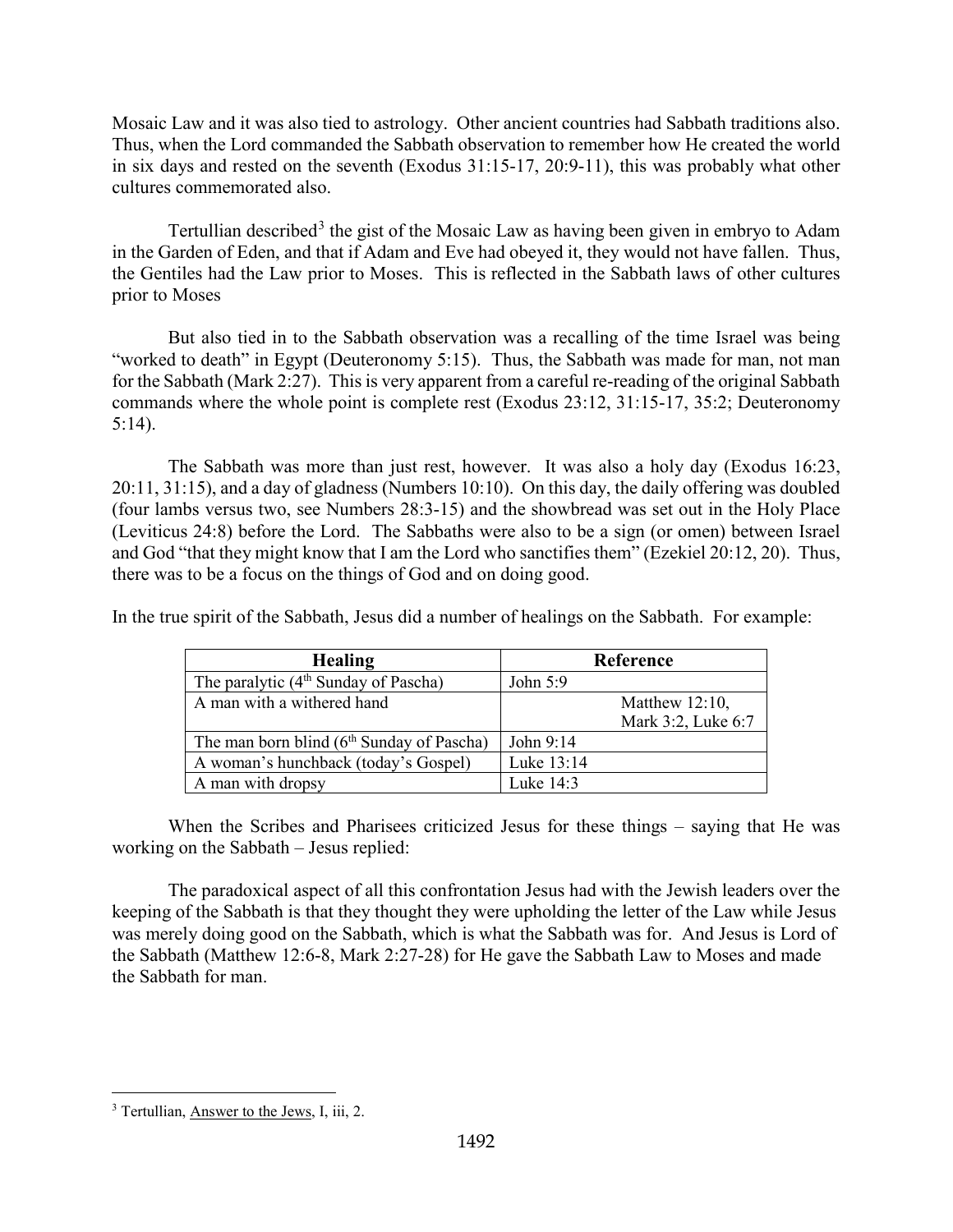Mosaic Law and it was also tied to astrology. Other ancient countries had Sabbath traditions also. Thus, when the Lord commanded the Sabbath observation to remember how He created the world in six days and rested on the seventh (Exodus 31:15-17, 20:9-11), this was probably what other cultures commemorated also.

Tertullian described[3] the gist of the Mosaic Law as having been given in embryo to Adam in the Garden of Eden, and that if Adam and Eve had obeyed it, they would not have fallen. Thus, the Gentiles had the Law prior to Moses. This is reflected in the Sabbath laws of other cultures prior to Moses

But also tied in to the Sabbath observation was a recalling of the time Israel was being "worked to death" in Egypt (Deuteronomy 5:15). Thus, the Sabbath was made for man, not man for the Sabbath (Mark 2:27). This is very apparent from a careful re-reading of the original Sabbath commands where the whole point is complete rest (Exodus 23:12, 31:15-17, 35:2; Deuteronomy 5:14).

The Sabbath was more than just rest, however. It was also a holy day (Exodus 16:23, 20:11, 31:15), and a day of gladness (Numbers 10:10). On this day, the daily offering was doubled (four lambs versus two, see Numbers 28:3-15) and the showbread was set out in the Holy Place (Leviticus 24:8) before the Lord. The Sabbaths were also to be a sign (or omen) between Israel and God "that they might know that I am the Lord who sanctifies them" (Ezekiel 20:12, 20). Thus, there was to be a focus on the things of God and on doing good.

In the true spirit of the Sabbath, Jesus did a number of healings on the Sabbath. For example:

| Healing | Reference |
|---|---|
| The paralytic (4th Sunday of Pascha) | John 5:9 |
| A man with a withered hand | Matthew 12:10, Mark 3:2, Luke 6:7 |
| The man born blind (6th Sunday of Pascha) | John 9:14 |
| A woman's hunchback (today's Gospel) | Luke 13:14 |
| A man with dropsy | Luke 14:3 |

When the Scribes and Pharisees criticized Jesus for these things – saying that He was working on the Sabbath – Jesus replied:

The paradoxical aspect of all this confrontation Jesus had with the Jewish leaders over the keeping of the Sabbath is that they thought they were upholding the letter of the Law while Jesus was merely doing good on the Sabbath, which is what the Sabbath was for. And Jesus is Lord of the Sabbath (Matthew 12:6-8, Mark 2:27-28) for He gave the Sabbath Law to Moses and made the Sabbath for man.

---

[3] Tertullian, Answer to the Jews, I, iii, 2.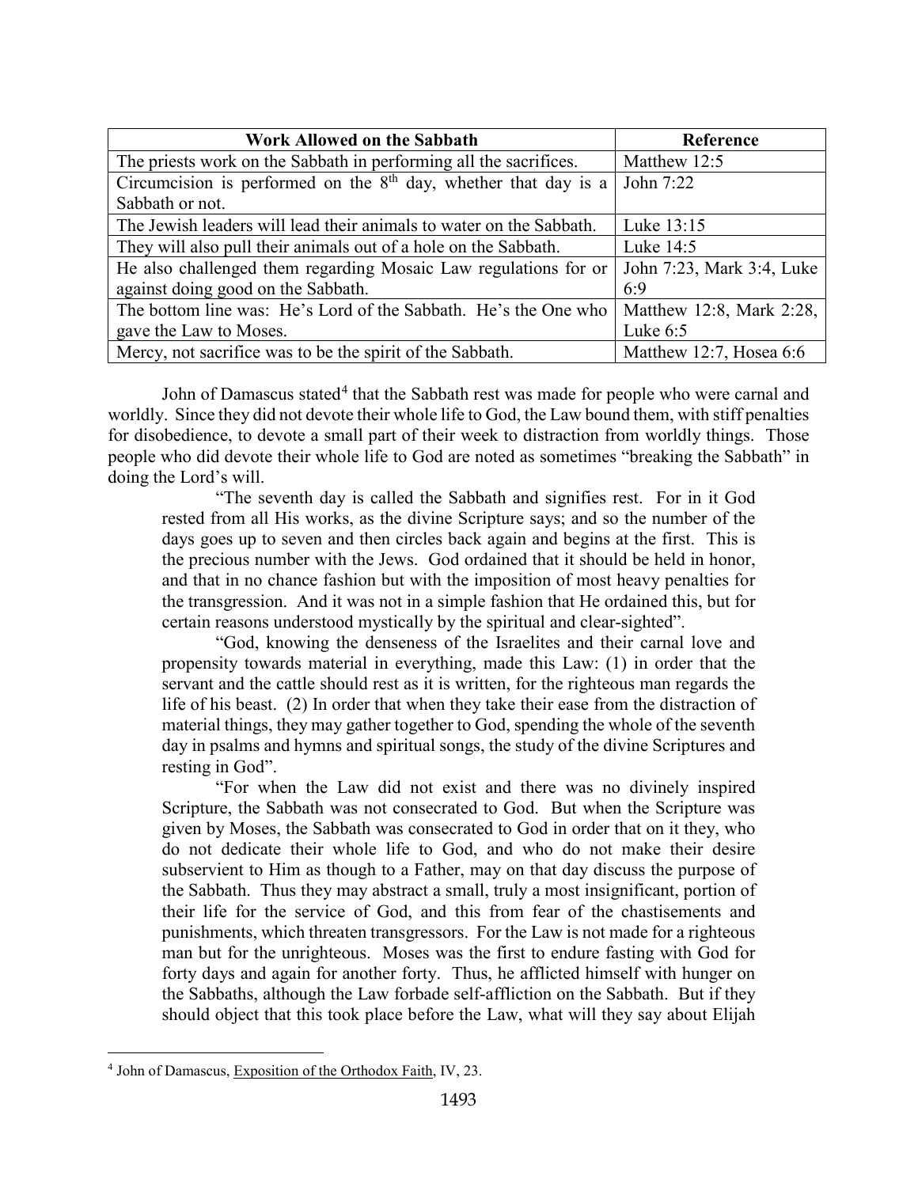| Work Allowed on the Sabbath | Reference |
|---|---|
| The priests work on the Sabbath in performing all the sacrifices. | Matthew 12:5 |
| Circumcision is performed on the 8th day, whether that day is a Sabbath or not. | John 7:22 |
| The Jewish leaders will lead their animals to water on the Sabbath. | Luke 13:15 |
| They will also pull their animals out of a hole on the Sabbath. | Luke 14:5 |
| He also challenged them regarding Mosaic Law regulations for or against doing good on the Sabbath. | John 7:23, Mark 3:4, Luke 6:9 |
| The bottom line was: He's Lord of the Sabbath. He's the One who gave the Law to Moses. | Matthew 12:8, Mark 2:28, Luke 6:5 |
| Mercy, not sacrifice was to be the spirit of the Sabbath. | Matthew 12:7, Hosea 6:6 |

John of Damascus stated[4] that the Sabbath rest was made for people who were carnal and worldly. Since they did not devote their whole life to God, the Law bound them, with stiff penalties for disobedience, to devote a small part of their week to distraction from worldly things. Those people who did devote their whole life to God are noted as sometimes "breaking the Sabbath" in doing the Lord's will.

> "The seventh day is called the Sabbath and signifies rest. For in it God rested from all His works, as the divine Scripture says; and so the number of the days goes up to seven and then circles back again and begins at the first. This is the precious number with the Jews. God ordained that it should be held in honor, and that in no chance fashion but with the imposition of most heavy penalties for the transgression. And it was not in a simple fashion that He ordained this, but for certain reasons understood mystically by the spiritual and clear-sighted".
>
> "God, knowing the denseness of the Israelites and their carnal love and propensity towards material in everything, made this Law: (1) in order that the servant and the cattle should rest as it is written, for the righteous man regards the life of his beast. (2) In order that when they take their ease from the distraction of material things, they may gather together to God, spending the whole of the seventh day in psalms and hymns and spiritual songs, the study of the divine Scriptures and resting in God".
>
> "For when the Law did not exist and there was no divinely inspired Scripture, the Sabbath was not consecrated to God. But when the Scripture was given by Moses, the Sabbath was consecrated to God in order that on it they, who do not dedicate their whole life to God, and who do not make their desire subservient to Him as though to a Father, may on that day discuss the purpose of the Sabbath. Thus they may abstract a small, truly a most insignificant, portion of their life for the service of God, and this from fear of the chastisements and punishments, which threaten transgressors. For the Law is not made for a righteous man but for the unrighteous. Moses was the first to endure fasting with God for forty days and again for another forty. Thus, he afflicted himself with hunger on the Sabbaths, although the Law forbade self-affliction on the Sabbath. But if they should object that this took place before the Law, what will they say about Elijah

[4] John of Damascus, Exposition of the Orthodox Faith, IV, 23.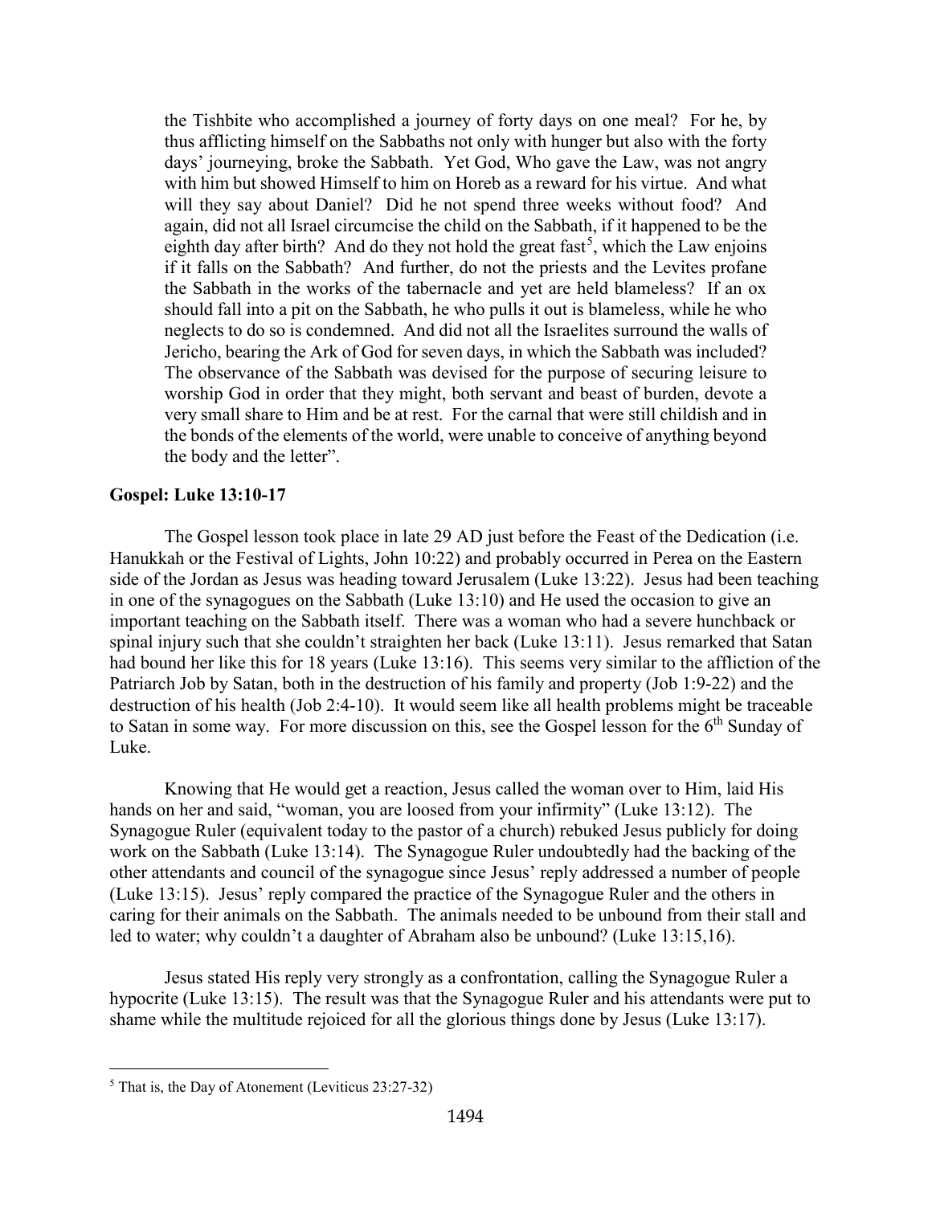> the Tishbite who accomplished a journey of forty days on one meal? For he, by thus afflicting himself on the Sabbaths not only with hunger but also with the forty days' journeying, broke the Sabbath. Yet God, Who gave the Law, was not angry with him but showed Himself to him on Horeb as a reward for his virtue. And what will they say about Daniel? Did he not spend three weeks without food? And again, did not all Israel circumcise the child on the Sabbath, if it happened to be the eighth day after birth? And do they not hold the great fast[5], which the Law enjoins if it falls on the Sabbath? And further, do not the priests and the Levites profane the Sabbath in the works of the tabernacle and yet are held blameless? If an ox should fall into a pit on the Sabbath, he who pulls it out is blameless, while he who neglects to do so is condemned. And did not all the Israelites surround the walls of Jericho, bearing the Ark of God for seven days, in which the Sabbath was included? The observance of the Sabbath was devised for the purpose of securing leisure to worship God in order that they might, both servant and beast of burden, devote a very small share to Him and be at rest. For the carnal that were still childish and in the bonds of the elements of the world, were unable to conceive of anything beyond the body and the letter".

### Gospel: Luke 13:10-17

The Gospel lesson took place in late 29 AD just before the Feast of the Dedication (i.e. Hanukkah or the Festival of Lights, John 10:22) and probably occurred in Perea on the Eastern side of the Jordan as Jesus was heading toward Jerusalem (Luke 13:22). Jesus had been teaching in one of the synagogues on the Sabbath (Luke 13:10) and He used the occasion to give an important teaching on the Sabbath itself. There was a woman who had a severe hunchback or spinal injury such that she couldn't straighten her back (Luke 13:11). Jesus remarked that Satan had bound her like this for 18 years (Luke 13:16). This seems very similar to the affliction of the Patriarch Job by Satan, both in the destruction of his family and property (Job 1:9-22) and the destruction of his health (Job 2:4-10). It would seem like all health problems might be traceable to Satan in some way. For more discussion on this, see the Gospel lesson for the 6th Sunday of Luke.

Knowing that He would get a reaction, Jesus called the woman over to Him, laid His hands on her and said, "woman, you are loosed from your infirmity" (Luke 13:12). The Synagogue Ruler (equivalent today to the pastor of a church) rebuked Jesus publicly for doing work on the Sabbath (Luke 13:14). The Synagogue Ruler undoubtedly had the backing of the other attendants and council of the synagogue since Jesus' reply addressed a number of people (Luke 13:15). Jesus' reply compared the practice of the Synagogue Ruler and the others in caring for their animals on the Sabbath. The animals needed to be unbound from their stall and led to water; why couldn't a daughter of Abraham also be unbound? (Luke 13:15,16).

Jesus stated His reply very strongly as a confrontation, calling the Synagogue Ruler a hypocrite (Luke 13:15). The result was that the Synagogue Ruler and his attendants were put to shame while the multitude rejoiced for all the glorious things done by Jesus (Luke 13:17).

---

[5] That is, the Day of Atonement (Leviticus 23:27-32)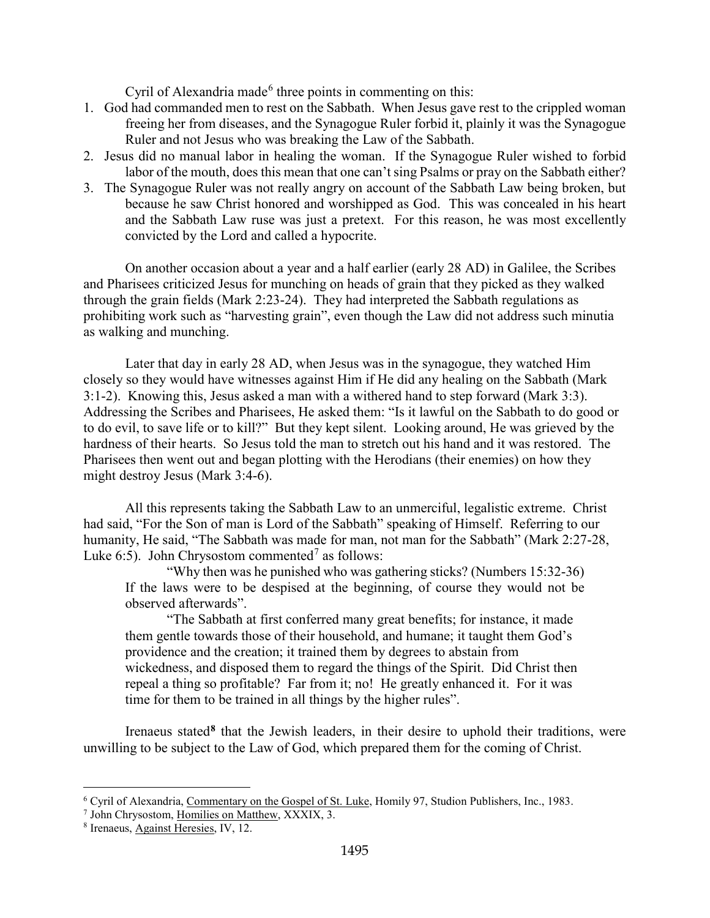Cyril of Alexandria made[6] three points in commenting on this:

1. God had commanded men to rest on the Sabbath. When Jesus gave rest to the crippled woman freeing her from diseases, and the Synagogue Ruler forbid it, plainly it was the Synagogue Ruler and not Jesus who was breaking the Law of the Sabbath.
2. Jesus did no manual labor in healing the woman. If the Synagogue Ruler wished to forbid labor of the mouth, does this mean that one can't sing Psalms or pray on the Sabbath either?
3. The Synagogue Ruler was not really angry on account of the Sabbath Law being broken, but because he saw Christ honored and worshipped as God. This was concealed in his heart and the Sabbath Law ruse was just a pretext. For this reason, he was most excellently convicted by the Lord and called a hypocrite.

On another occasion about a year and a half earlier (early 28 AD) in Galilee, the Scribes and Pharisees criticized Jesus for munching on heads of grain that they picked as they walked through the grain fields (Mark 2:23-24). They had interpreted the Sabbath regulations as prohibiting work such as "harvesting grain", even though the Law did not address such minutia as walking and munching.

Later that day in early 28 AD, when Jesus was in the synagogue, they watched Him closely so they would have witnesses against Him if He did any healing on the Sabbath (Mark 3:1-2). Knowing this, Jesus asked a man with a withered hand to step forward (Mark 3:3). Addressing the Scribes and Pharisees, He asked them: "Is it lawful on the Sabbath to do good or to do evil, to save life or to kill?" But they kept silent. Looking around, He was grieved by the hardness of their hearts. So Jesus told the man to stretch out his hand and it was restored. The Pharisees then went out and began plotting with the Herodians (their enemies) on how they might destroy Jesus (Mark 3:4-6).

All this represents taking the Sabbath Law to an unmerciful, legalistic extreme. Christ had said, "For the Son of man is Lord of the Sabbath" speaking of Himself. Referring to our humanity, He said, "The Sabbath was made for man, not man for the Sabbath" (Mark 2:27-28, Luke 6:5). John Chrysostom commented[7] as follows:

> "Why then was he punished who was gathering sticks? (Numbers 15:32-36) If the laws were to be despised at the beginning, of course they would not be observed afterwards".
>
> "The Sabbath at first conferred many great benefits; for instance, it made them gentle towards those of their household, and humane; it taught them God's providence and the creation; it trained them by degrees to abstain from wickedness, and disposed them to regard the things of the Spirit. Did Christ then repeal a thing so profitable? Far from it; no! He greatly enhanced it. For it was time for them to be trained in all things by the higher rules".

Irenaeus stated[8] that the Jewish leaders, in their desire to uphold their traditions, were unwilling to be subject to the Law of God, which prepared them for the coming of Christ.

---

[6] Cyril of Alexandria, Commentary on the Gospel of St. Luke, Homily 97, Studion Publishers, Inc., 1983.

[7] John Chrysostom, Homilies on Matthew, XXXIX, 3.

[8] Irenaeus, Against Heresies, IV, 12.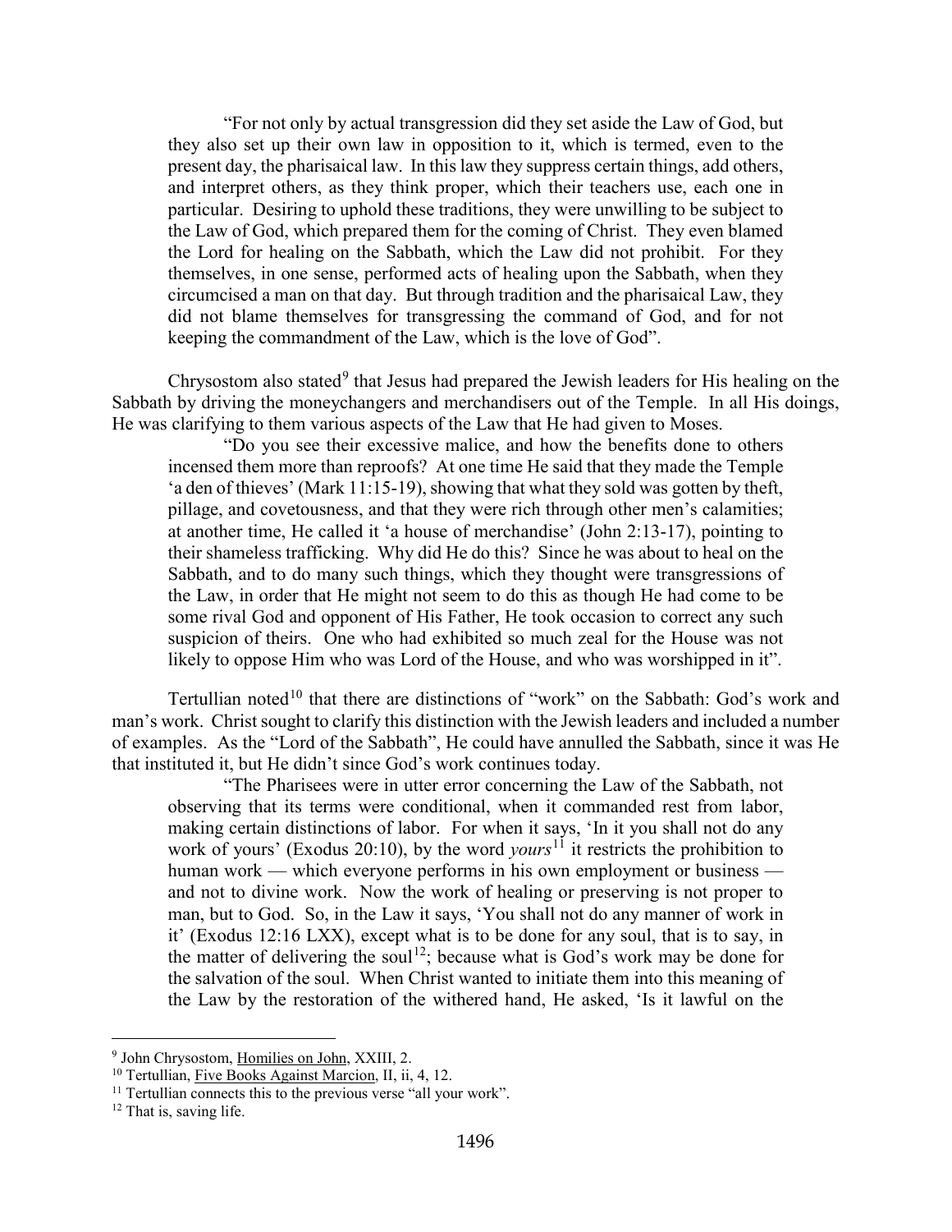> "For not only by actual transgression did they set aside the Law of God, but they also set up their own law in opposition to it, which is termed, even to the present day, the pharisaical law. In this law they suppress certain things, add others, and interpret others, as they think proper, which their teachers use, each one in particular. Desiring to uphold these traditions, they were unwilling to be subject to the Law of God, which prepared them for the coming of Christ. They even blamed the Lord for healing on the Sabbath, which the Law did not prohibit. For they themselves, in one sense, performed acts of healing upon the Sabbath, when they circumcised a man on that day. But through tradition and the pharisaical Law, they did not blame themselves for transgressing the command of God, and for not keeping the commandment of the Law, which is the love of God".

Chrysostom also stated[9] that Jesus had prepared the Jewish leaders for His healing on the Sabbath by driving the moneychangers and merchandisers out of the Temple. In all His doings, He was clarifying to them various aspects of the Law that He had given to Moses.

> "Do you see their excessive malice, and how the benefits done to others incensed them more than reproofs? At one time He said that they made the Temple 'a den of thieves' (Mark 11:15-19), showing that what they sold was gotten by theft, pillage, and covetousness, and that they were rich through other men's calamities; at another time, He called it 'a house of merchandise' (John 2:13-17), pointing to their shameless trafficking. Why did He do this? Since he was about to heal on the Sabbath, and to do many such things, which they thought were transgressions of the Law, in order that He might not seem to do this as though He had come to be some rival God and opponent of His Father, He took occasion to correct any such suspicion of theirs. One who had exhibited so much zeal for the House was not likely to oppose Him who was Lord of the House, and who was worshipped in it".

Tertullian noted[10] that there are distinctions of "work" on the Sabbath: God's work and man's work. Christ sought to clarify this distinction with the Jewish leaders and included a number of examples. As the "Lord of the Sabbath", He could have annulled the Sabbath, since it was He that instituted it, but He didn't since God's work continues today.

> "The Pharisees were in utter error concerning the Law of the Sabbath, not observing that its terms were conditional, when it commanded rest from labor, making certain distinctions of labor. For when it says, 'In it you shall not do any work of yours' (Exodus 20:10), by the word *yours*[11] it restricts the prohibition to human work — which everyone performs in his own employment or business — and not to divine work. Now the work of healing or preserving is not proper to man, but to God. So, in the Law it says, 'You shall not do any manner of work in it' (Exodus 12:16 LXX), except what is to be done for any soul, that is to say, in the matter of delivering the soul[12]; because what is God's work may be done for the salvation of the soul. When Christ wanted to initiate them into this meaning of the Law by the restoration of the withered hand, He asked, 'Is it lawful on the

---

[9] John Chrysostom, Homilies on John, XXIII, 2.

[10] Tertullian, Five Books Against Marcion, II, ii, 4, 12.

[11] Tertullian connects this to the previous verse "all your work".

[12] That is, saving life.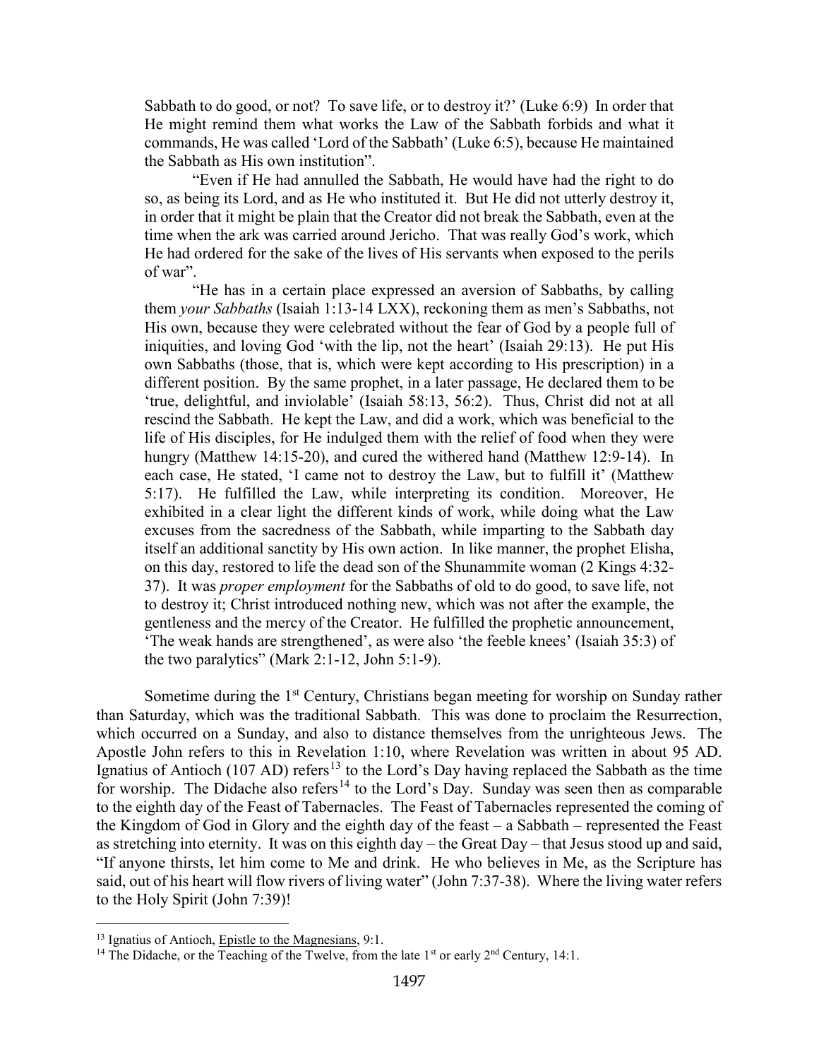Sabbath to do good, or not? To save life, or to destroy it?' (Luke 6:9) In order that He might remind them what works the Law of the Sabbath forbids and what it commands, He was called 'Lord of the Sabbath' (Luke 6:5), because He maintained the Sabbath as His own institution".

"Even if He had annulled the Sabbath, He would have had the right to do so, as being its Lord, and as He who instituted it. But He did not utterly destroy it, in order that it might be plain that the Creator did not break the Sabbath, even at the time when the ark was carried around Jericho. That was really God's work, which He had ordered for the sake of the lives of His servants when exposed to the perils of war".

"He has in a certain place expressed an aversion of Sabbaths, by calling them *your Sabbaths* (Isaiah 1:13-14 LXX), reckoning them as men's Sabbaths, not His own, because they were celebrated without the fear of God by a people full of iniquities, and loving God 'with the lip, not the heart' (Isaiah 29:13). He put His own Sabbaths (those, that is, which were kept according to His prescription) in a different position. By the same prophet, in a later passage, He declared them to be 'true, delightful, and inviolable' (Isaiah 58:13, 56:2). Thus, Christ did not at all rescind the Sabbath. He kept the Law, and did a work, which was beneficial to the life of His disciples, for He indulged them with the relief of food when they were hungry (Matthew 14:15-20), and cured the withered hand (Matthew 12:9-14). In each case, He stated, 'I came not to destroy the Law, but to fulfill it' (Matthew 5:17). He fulfilled the Law, while interpreting its condition. Moreover, He exhibited in a clear light the different kinds of work, while doing what the Law excuses from the sacredness of the Sabbath, while imparting to the Sabbath day itself an additional sanctity by His own action. In like manner, the prophet Elisha, on this day, restored to life the dead son of the Shunammite woman (2 Kings 4:32-37). It was *proper employment* for the Sabbaths of old to do good, to save life, not to destroy it; Christ introduced nothing new, which was not after the example, the gentleness and the mercy of the Creator. He fulfilled the prophetic announcement, 'The weak hands are strengthened', as were also 'the feeble knees' (Isaiah 35:3) of the two paralytics" (Mark 2:1-12, John 5:1-9).

Sometime during the 1st Century, Christians began meeting for worship on Sunday rather than Saturday, which was the traditional Sabbath. This was done to proclaim the Resurrection, which occurred on a Sunday, and also to distance themselves from the unrighteous Jews. The Apostle John refers to this in Revelation 1:10, where Revelation was written in about 95 AD. Ignatius of Antioch (107 AD) refers[13] to the Lord's Day having replaced the Sabbath as the time for worship. The Didache also refers[14] to the Lord's Day. Sunday was seen then as comparable to the eighth day of the Feast of Tabernacles. The Feast of Tabernacles represented the coming of the Kingdom of God in Glory and the eighth day of the feast – a Sabbath – represented the Feast as stretching into eternity. It was on this eighth day – the Great Day – that Jesus stood up and said, "If anyone thirsts, let him come to Me and drink. He who believes in Me, as the Scripture has said, out of his heart will flow rivers of living water" (John 7:37-38). Where the living water refers to the Holy Spirit (John 7:39)!

---

[13] Ignatius of Antioch, Epistle to the Magnesians, 9:1.

[14] The Didache, or the Teaching of the Twelve, from the late 1st or early 2nd Century, 14:1.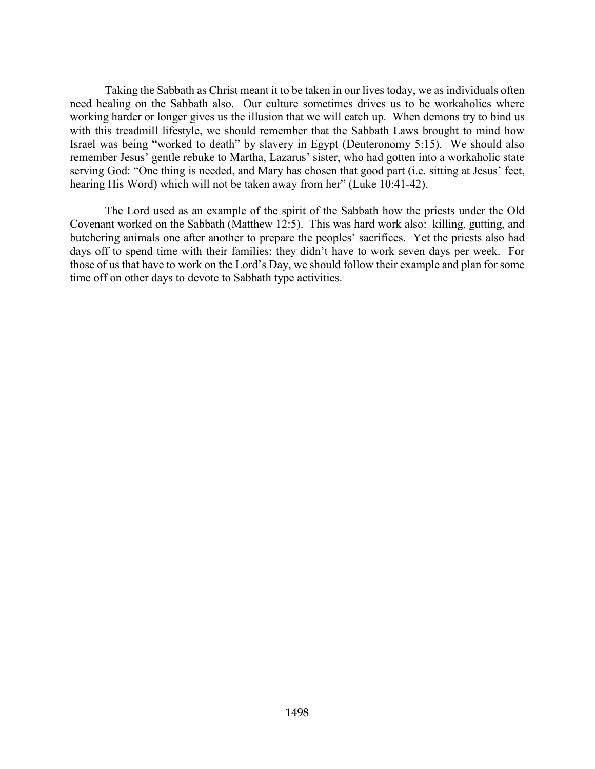Taking the Sabbath as Christ meant it to be taken in our lives today, we as individuals often need healing on the Sabbath also. Our culture sometimes drives us to be workaholics where working harder or longer gives us the illusion that we will catch up. When demons try to bind us with this treadmill lifestyle, we should remember that the Sabbath Laws brought to mind how Israel was being "worked to death" by slavery in Egypt (Deuteronomy 5:15). We should also remember Jesus' gentle rebuke to Martha, Lazarus' sister, who had gotten into a workaholic state serving God: "One thing is needed, and Mary has chosen that good part (i.e. sitting at Jesus' feet, hearing His Word) which will not be taken away from her" (Luke 10:41-42).

The Lord used as an example of the spirit of the Sabbath how the priests under the Old Covenant worked on the Sabbath (Matthew 12:5). This was hard work also: killing, gutting, and butchering animals one after another to prepare the peoples' sacrifices. Yet the priests also had days off to spend time with their families; they didn't have to work seven days per week. For those of us that have to work on the Lord's Day, we should follow their example and plan for some time off on other days to devote to Sabbath type activities.